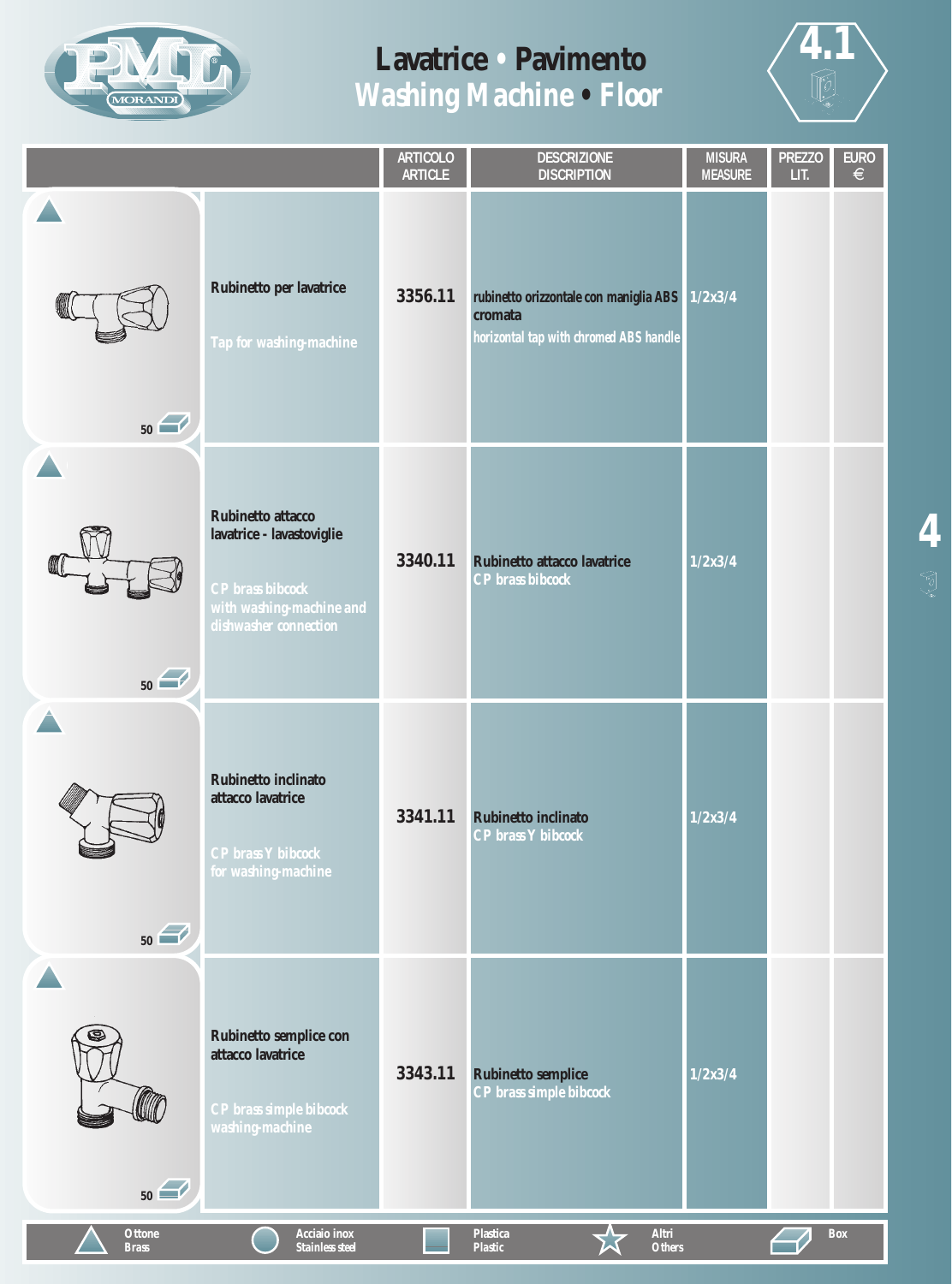# Lavatrice • Pavimento
## Washing Machine • Floor

4.1

| | | ARTICOLO ARTICLE | DESCRIZIONE DISCRIPTION | MISURA MEASURE | PREZZO LIT. | EURO € |
|---|---|---|---|---|---|---|
| 50 | **Rubinetto per lavatrice** Tap for washing-machine | 3356.11 | rubinetto orizzontale con maniglia ABS cromata horizontal tap with chromed ABS handle | 1/2x3/4 | | |
| 50 | **Rubinetto attacco lavatrice - lavastoviglie** CP brass bibcock with washing-machine and dishwasher connection | 3340.11 | Rubinetto attacco lavatrice CP brass bibcock | 1/2x3/4 | | |
| 50 | **Rubinetto inclinato attacco lavatrice** CP brass Y bibcock for washing-machine | 3341.11 | Rubinetto inclinato CP brass Y bibcock | 1/2x3/4 | | |
| 50 | **Rubinetto semplice con attacco lavatrice** CP brass simple bibcock washing-machine | 3343.11 | Rubinetto semplice CP brass simple bibcock | 1/2x3/4 | | |

Ottone Brass | Acciaio inox Stainless steel | Plastica Plastic | Altri Others | Box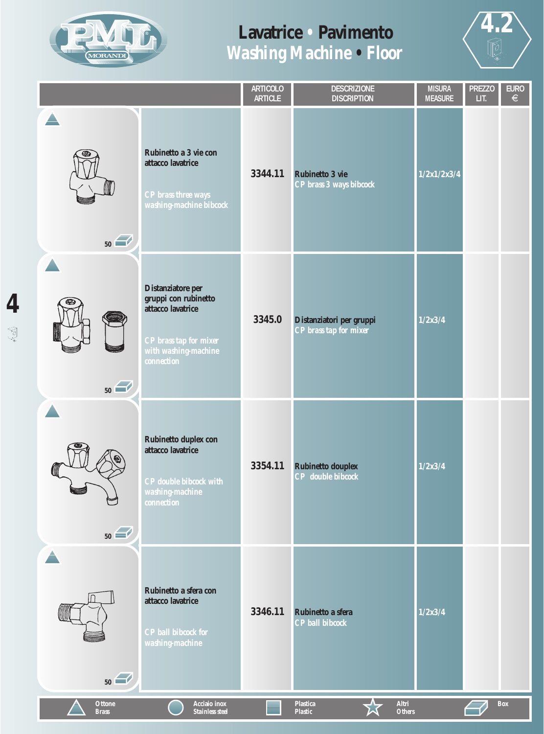# Lavatrice • Pavimento
## Washing Machine • Floor

4.2

| | ARTICOLO ARTICLE | DESCRIZIONE DISCRIPTION | MISURA MEASURE | PREZZO LIT. | EURO € |
|---|---|---|---|---|---|
| Rubinetto a 3 vie con attacco lavatrice<br>CP brass three ways washing-machine bibcock<br>50 | 3344.11 | Rubinetto 3 vie<br>CP brass 3 ways bibcock | 1/2x1/2x3/4 | | |
| Distanziatore per gruppi con rubinetto attacco lavatrice<br>CP brass tap for mixer with washing-machine connection<br>50 | 3345.0 | Distanziatori per gruppi<br>CP brass tap for mixer | 1/2x3/4 | | |
| Rubinetto duplex con attacco lavatrice<br>CP double bibcock with washing-machine connection<br>50 | 3354.11 | Rubinetto douplex<br>CP double bibcock | 1/2x3/4 | | |
| Rubinetto a sfera con attacco lavatrice<br>CP ball bibcock for washing-machine<br>50 | 3346.11 | Rubinetto a sfera<br>CP ball bibcock | 1/2x3/4 | | |

Ottone Brass | Acciaio inox Stainless steel | Plastica Plastic | Altri Others | Box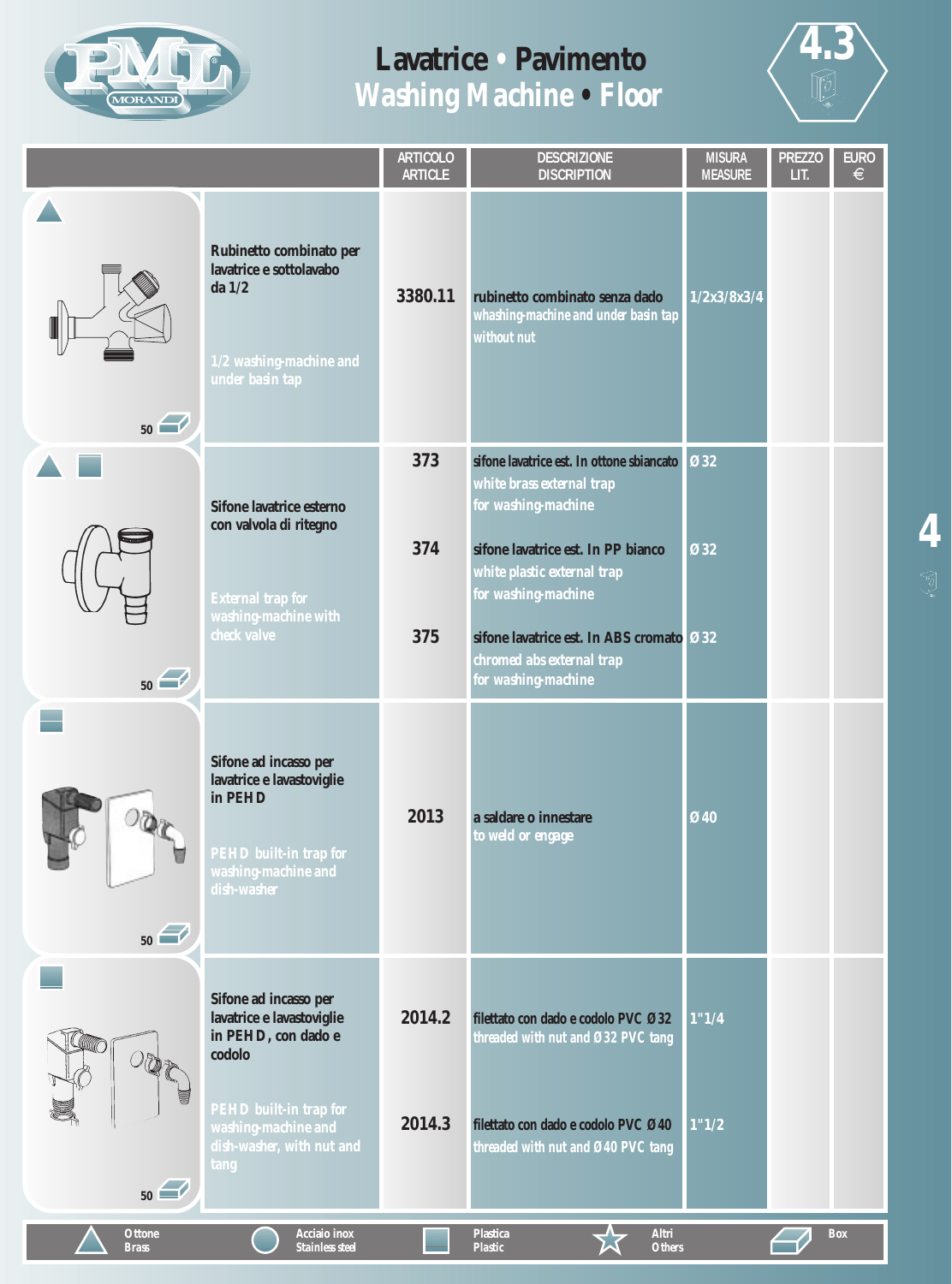# Lavatrice • Pavimento
## Washing Machine • Floor

4.3

| | ARTICOLO ARTICLE | DESCRIZIONE DISCRIPTION | MISURA MEASURE | PREZZO LIT. | EURO € |
|---|---|---|---|---|---|
| **Rubinetto combinato per lavatrice e sottolavabo da 1/2**<br>1/2 washing-machine and under basin tap | 3380.11 | rubinetto combinato senza dado<br>whashing-machine and under basin tap without nut | 1/2x3/8x3/4 | | |
| **Sifone lavatrice esterno con valvola di ritegno**<br>External trap for washing-machine with check valve | 373 | sifone lavatrice est. In ottone sbiancato<br>white brass external trap for washing-machine | Ø 32 | | |
| | 374 | sifone lavatrice est. In PP bianco<br>white plastic external trap for washing-machine | Ø 32 | | |
| | 375 | sifone lavatrice est. In ABS cromato<br>chromed abs external trap for washing-machine | Ø 32 | | |
| **Sifone ad incasso per lavatrice e lavastoviglie in PEHD**<br>PEHD built-in trap for washing-machine and dish-washer | 2013 | a saldare o innestare<br>to weld or engage | Ø 40 | | |
| **Sifone ad incasso per lavatrice e lavastoviglie in PEHD, con dado e codolo**<br>PEHD built-in trap for washing-machine and dish-washer, with nut and tang | 2014.2 | filettato con dado e codolo PVC Ø 32<br>threaded with nut and Ø 32 PVC tang | 1"1/4 | | |
| | 2014.3 | filettato con dado e codolo PVC Ø 40<br>threaded with nut and Ø 40 PVC tang | 1"1/2 | | |

Box: 50 (all items)

Ottone / Brass — Acciaio inox / Stainless steel — Plastica / Plastic — Altri / Others — Box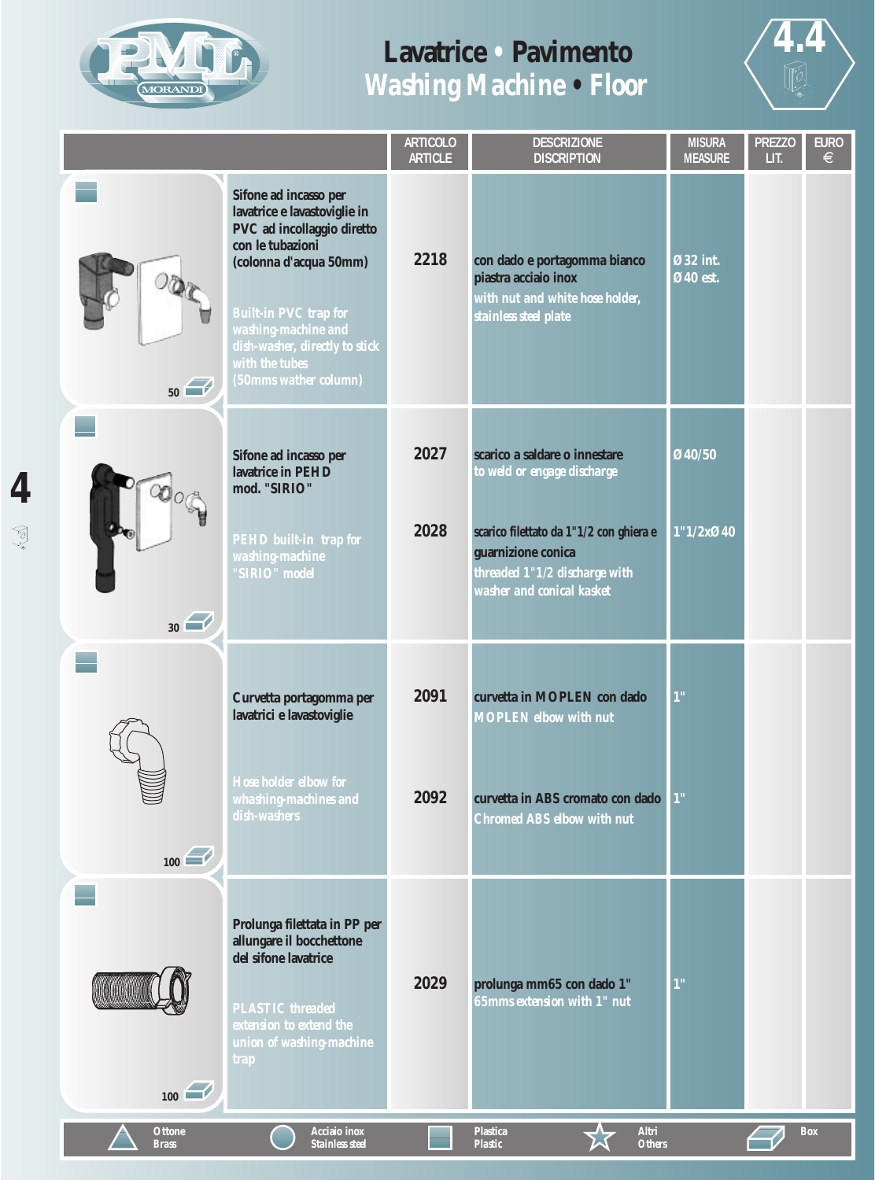# Lavatrice • Pavimento
## Washing Machine • Floor

4.4

| | ARTICOLO ARTICLE | DESCRIZIONE DISCRIPTION | MISURA MEASURE | PREZZO LIT. | EURO € |
|---|---|---|---|---|---|
| Sifone ad incasso per lavatrice e lavastoviglie in PVC ad incollaggio diretto con le tubazioni (colonna d'acqua 50mm)<br><br>Built-in PVC trap for washing-machine and dish-washer, directly to stick with the tubes (50mms wather column)<br><br>50 | 2218 | con dado e portagomma bianco piastra acciaio inox<br>with nut and white hose holder, stainless steel plate | Ø 32 int.<br>Ø 40 est. | | |
| Sifone ad incasso per lavatrice in PEHD mod. "SIRIO"<br><br>PEHD built-in trap for washing-machine "SIRIO" model<br><br>30 | 2027 | scarico a saldare o innestare<br>to weld or engage discharge | Ø 40/50 | | |
| | 2028 | scarico filettato da 1"1/2 con ghiera e guarnizione conica<br>threaded 1"1/2 discharge with washer and conical kasket | 1"1/2xØ 40 | | |
| Curvetta portagomma per lavatrici e lavastoviglie<br><br>Hose holder elbow for whashing-machines and dish-washers<br><br>100 | 2091 | curvetta in MOPLEN con dado<br>MOPLEN elbow with nut | 1" | | |
| | 2092 | curvetta in ABS cromato con dado<br>Chromed ABS elbow with nut | 1" | | |
| Prolunga filettata in PP per allungare il bocchettone del sifone lavatrice<br><br>PLASTIC threaded extension to extend the union of washing-machine trap<br><br>100 | 2029 | prolunga mm65 con dado 1"<br>65mms extension with 1" nut | 1" | | |

Ottone / Brass — Acciaio inox / Stainless steel — Plastica / Plastic — Altri / Others — Box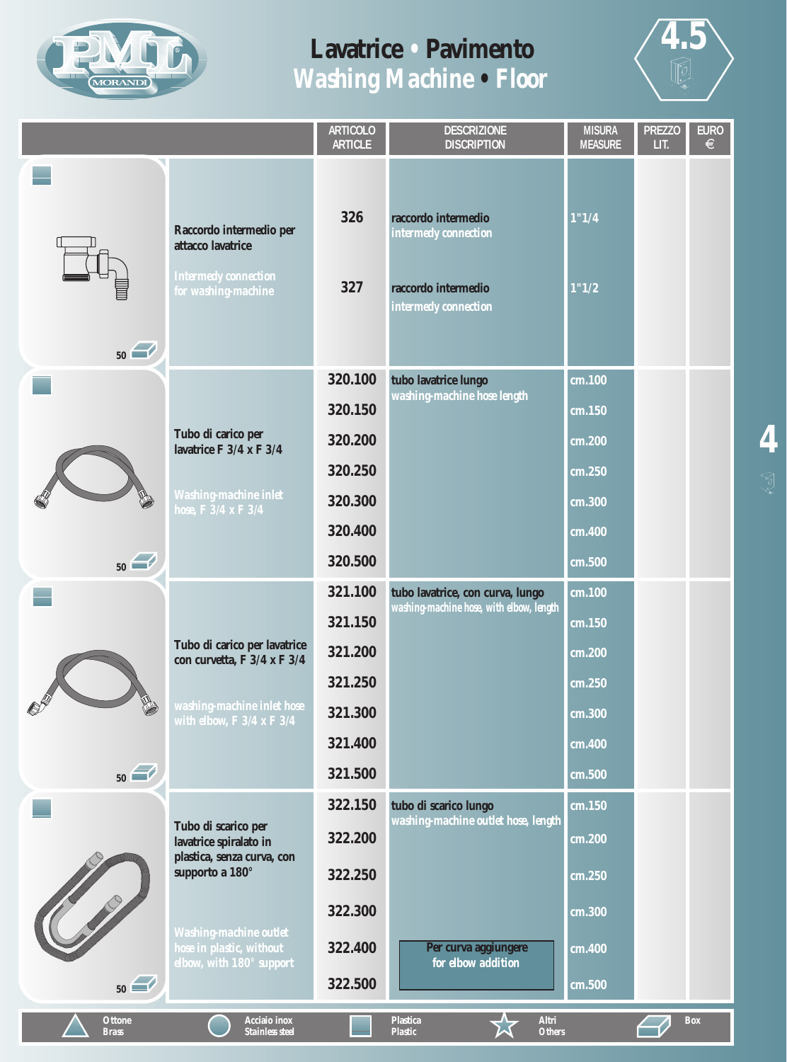# Lavatrice • Pavimento
## Washing Machine • Floor

4.5

| | ARTICOLO ARTICLE | DESCRIZIONE DISCRIPTION | MISURA MEASURE | PREZZO LIT. | EURO € |
|---|---|---|---|---|---|
| Raccordo intermedio per attacco lavatrice / Intermedy connection for washing-machine (50) | 326 | raccordo intermedio / intermedy connection | 1"1/4 | | |
| | 327 | raccordo intermedio / intermedy connection | 1"1/2 | | |
| Tubo di carico per lavatrice F 3/4 x F 3/4 / Washing-machine inlet hose, F 3/4 x F 3/4 (50) | 320.100 | tubo lavatrice lungo / washing-machine hose length | cm.100 | | |
| | 320.150 | | cm.150 | | |
| | 320.200 | | cm.200 | | |
| | 320.250 | | cm.250 | | |
| | 320.300 | | cm.300 | | |
| | 320.400 | | cm.400 | | |
| | 320.500 | | cm.500 | | |
| Tubo di carico per lavatrice con curvetta, F 3/4 x F 3/4 / washing-machine inlet hose with elbow, F 3/4 x F 3/4 (50) | 321.100 | tubo lavatrice, con curva, lungo / washing-machine hose, with elbow, length | cm.100 | | |
| | 321.150 | | cm.150 | | |
| | 321.200 | | cm.200 | | |
| | 321.250 | | cm.250 | | |
| | 321.300 | | cm.300 | | |
| | 321.400 | | cm.400 | | |
| | 321.500 | | cm.500 | | |
| Tubo di scarico per lavatrice spiralato in plastica, senza curva, con supporto a 180° / Washing-machine outlet hose in plastic, without elbow, with 180° support (50) | 322.150 | tubo di scarico lungo / washing-machine outlet hose, length | cm.150 | | |
| | 322.200 | | cm.200 | | |
| | 322.250 | | cm.250 | | |
| | 322.300 | | cm.300 | | |
| | 322.400 | Per curva aggiungere / for elbow addition | cm.400 | | |
| | 322.500 | | cm.500 | | |

Ottone / Brass — Acciaio inox / Stainless steel — Plastica / Plastic — Altri / Others — Box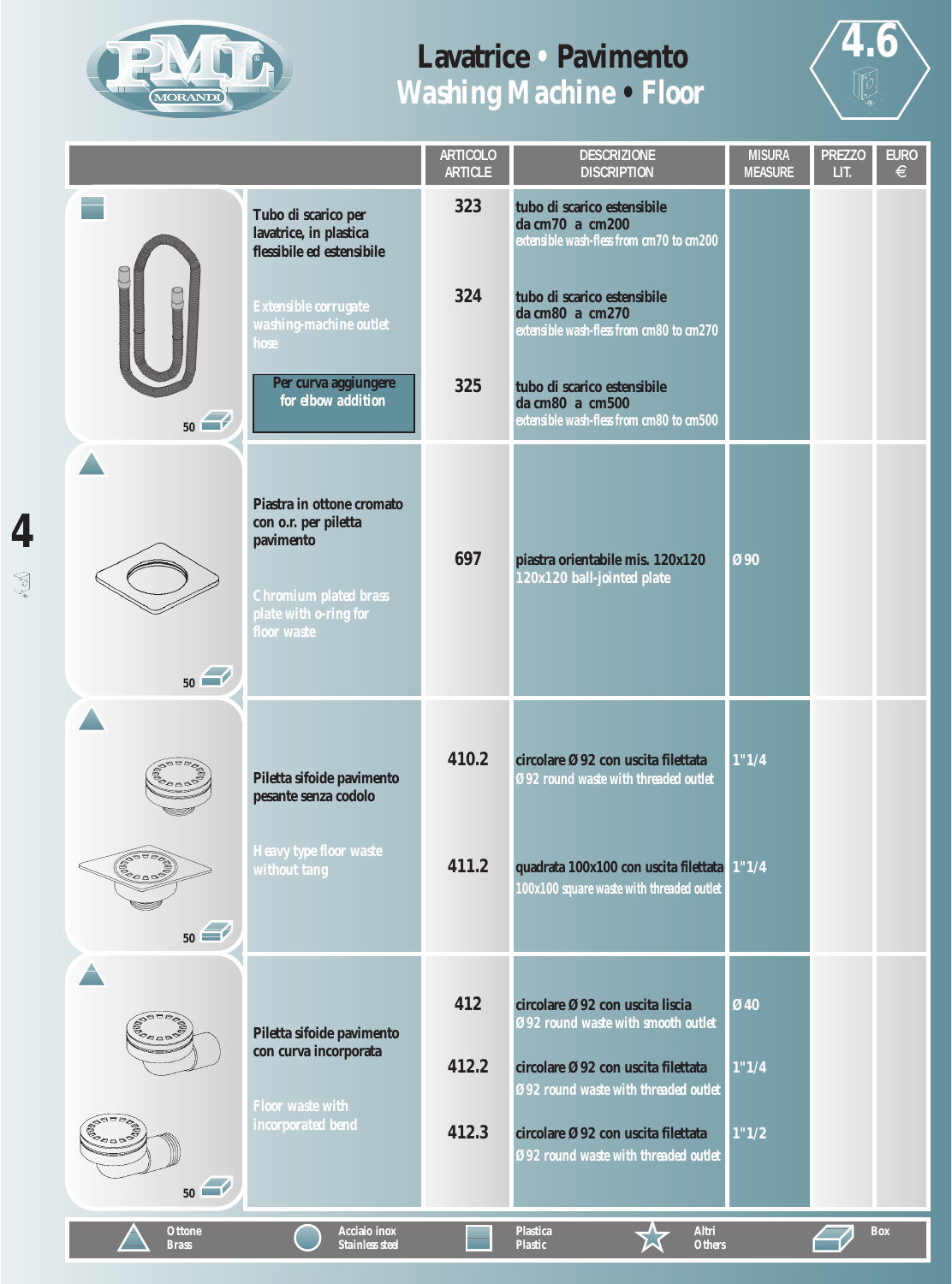# Lavatrice • Pavimento
## Washing Machine • Floor

4.6

| | ARTICOLO ARTICLE | DESCRIZIONE DISCRIPTION | MISURA MEASURE | PREZZO LIT. | EURO € |
|---|---|---|---|---|---|
| Tubo di scarico per lavatrice, in plastica flessibile ed estensibile / Extensible corrugate washing-machine outlet hose / Per curva aggiungere for elbow addition (50) | 323 | tubo di scarico estensibile da cm70 a cm200 / extensible wash-fless from cm70 to cm200 | | | |
| | 324 | tubo di scarico estensibile da cm80 a cm270 / extensible wash-fless from cm80 to cm270 | | | |
| | 325 | tubo di scarico estensibile da cm80 a cm500 / extensible wash-fless from cm80 to cm500 | | | |
| Piastra in ottone cromato con o.r. per piletta pavimento / Chromium plated brass plate with o-ring for floor waste (50) | 697 | piastra orientabile mis. 120x120 / 120x120 ball-jointed plate | Ø 90 | | |
| Piletta sifoide pavimento pesante senza codolo / Heavy type floor waste without tang (50) | 410.2 | circolare Ø 92 con uscita filettata / Ø 92 round waste with threaded outlet | 1"1/4 | | |
| | 411.2 | quadrata 100x100 con uscita filettata / 100x100 square waste with threaded outlet | 1"1/4 | | |
| Piletta sifoide pavimento con curva incorporata / Floor waste with incorporated bend (50) | 412 | circolare Ø 92 con uscita liscia / Ø 92 round waste with smooth outlet | Ø 40 | | |
| | 412.2 | circolare Ø 92 con uscita filettata / Ø 92 round waste with threaded outlet | 1"1/4 | | |
| | 412.3 | circolare Ø 92 con uscita filettata / Ø 92 round waste with threaded outlet | 1"1/2 | | |

Ottone Brass · Acciaio inox Stainless steel · Plastica Plastic · Altri Others · Box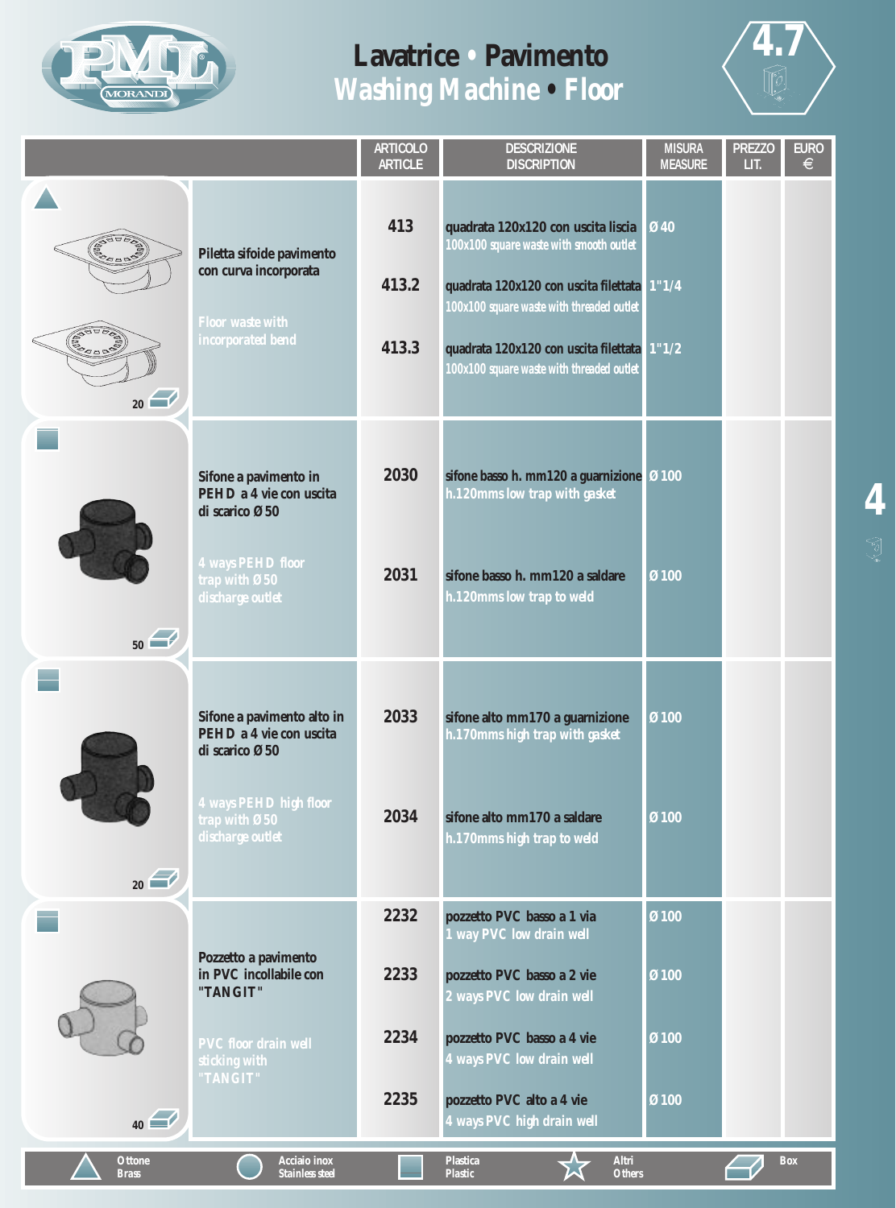# Lavatrice • Pavimento
# Washing Machine • Floor

4.7

| | | ARTICOLO ARTICLE | DESCRIZIONE DISCRIPTION | MISURA MEASURE | PREZZO LIT. | EURO € |
|---|---|---|---|---|---|---|
| 20 | Piletta sifoide pavimento con curva incorporata / Floor waste with incorporated bend | 413 | quadrata 120x120 con uscita liscia / 100x100 square waste with smooth outlet | Ø 40 | | |
| | | 413.2 | quadrata 120x120 con uscita filettata / 100x100 square waste with threaded outlet | 1"1/4 | | |
| | | 413.3 | quadrata 120x120 con uscita filettata / 100x100 square waste with threaded outlet | 1"1/2 | | |
| 50 | Sifone a pavimento in PEHD a 4 vie con uscita di scarico Ø 50 / 4 ways PEHD floor trap with Ø 50 discharge outlet | 2030 | sifone basso h. mm120 a guarnizione / h.120mms low trap with gasket | Ø 100 | | |
| | | 2031 | sifone basso h. mm120 a saldare / h.120mms low trap to weld | Ø 100 | | |
| 20 | Sifone a pavimento alto in PEHD a 4 vie con uscita di scarico Ø 50 / 4 ways PEHD high floor trap with Ø 50 discharge outlet | 2033 | sifone alto mm170 a guarnizione / h.170mms high trap with gasket | Ø 100 | | |
| | | 2034 | sifone alto mm170 a saldare / h.170mms high trap to weld | Ø 100 | | |
| 40 | Pozzetto a pavimento in PVC incollabile con "TANGIT" / PVC floor drain well sticking with "TANGIT" | 2232 | pozzetto PVC basso a 1 via / 1 way PVC low drain well | Ø 100 | | |
| | | 2233 | pozzetto PVC basso a 2 vie / 2 ways PVC low drain well | Ø 100 | | |
| | | 2234 | pozzetto PVC basso a 4 vie / 4 ways PVC low drain well | Ø 100 | | |
| | | 2235 | pozzetto PVC alto a 4 vie / 4 ways PVC high drain well | Ø 100 | | |

Ottone / Brass — Acciaio inox / Stainless steel — Plastica / Plastic — Altri / Others — Box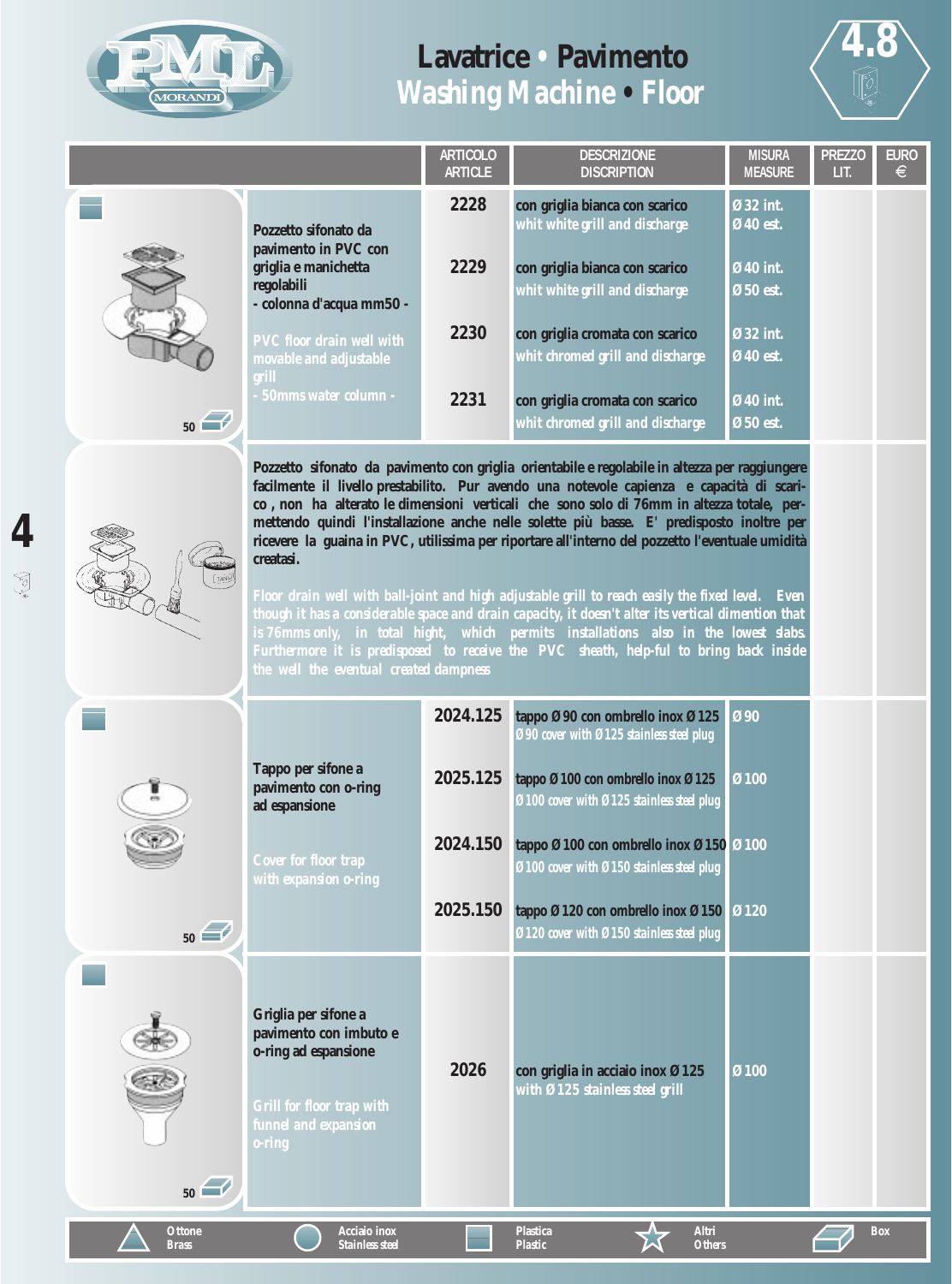# Lavatrice • Pavimento
## Washing Machine • Floor

4.8

| | ARTICOLO ARTICLE | DESCRIZIONE DISCRIPTION | MISURA MEASURE | PREZZO LIT. | EURO € |
|---|---|---|---|---|---|
| Pozzetto sifonato da pavimento in PVC con griglia e manichetta regolabili - colonna d'acqua mm50 - / PVC floor drain well with movable and adjustable grill - 50mms water column - | 2228 | con griglia bianca con scarico / whit white grill and discharge | Ø 32 int. / Ø 40 est. | | |
| | 2229 | con griglia bianca con scarico / whit white grill and discharge | Ø 40 int. / Ø 50 est. | | |
| | 2230 | con griglia cromata con scarico / whit chromed grill and discharge | Ø 32 int. / Ø 40 est. | | |
| | 2231 | con griglia cromata con scarico / whit chromed grill and discharge | Ø 40 int. / Ø 50 est. | | |

50

Pozzetto sifonato da pavimento con griglia orientabile e regolabile in altezza per raggiungere facilmente il livello prestabilito. Pur avendo una notevole capienza e capacità di scarico, non ha alterato le dimensioni verticali che sono solo di 76mm in altezza totale, permettendo quindi l'installazione anche nelle solette più basse. E' predisposto inoltre per ricevere la guaina in PVC, utilissima per riportare all'interno del pozzetto l'eventuale umidità creatasi.

Floor drain well with ball-joint and high adjustable grill to reach easily the fixed level. Even though it has a considerable space and drain capacity, it doesn't alter its vertical dimention that is 76mms only, in total hight, which permits installations also in the lowest slabs. Furthermore it is predisposed to receive the PVC sheath, help-ful to bring back inside the well the eventual created dampness

| | ARTICOLO ARTICLE | DESCRIZIONE DISCRIPTION | MISURA MEASURE | PREZZO LIT. | EURO € |
|---|---|---|---|---|---|
| Tappo per sifone a pavimento con o-ring ad espansione / Cover for floor trap with expansion o-ring | 2024.125 | tappo Ø 90 con ombrello inox Ø 125 / Ø 90 cover with Ø 125 stainless steel plug | Ø 90 | | |
| | 2025.125 | tappo Ø 100 con ombrello inox Ø 125 / Ø 100 cover with Ø 125 stainless steel plug | Ø 100 | | |
| | 2024.150 | tappo Ø 100 con ombrello inox Ø 150 / Ø 100 cover with Ø 150 stainless steel plug | Ø 100 | | |
| | 2025.150 | tappo Ø 120 con ombrello inox Ø 150 / Ø 120 cover with Ø 150 stainless steel plug | Ø 120 | | |
| Griglia per sifone a pavimento con imbuto e o-ring ad espansione / Grill for floor trap with funnel and expansion o-ring | 2026 | con griglia in acciaio inox Ø 125 / with Ø 125 stainless steel grill | Ø 100 | | |

50

Ottone / Brass — Acciaio inox / Stainless steel — Plastica / Plastic — Altri / Others — Box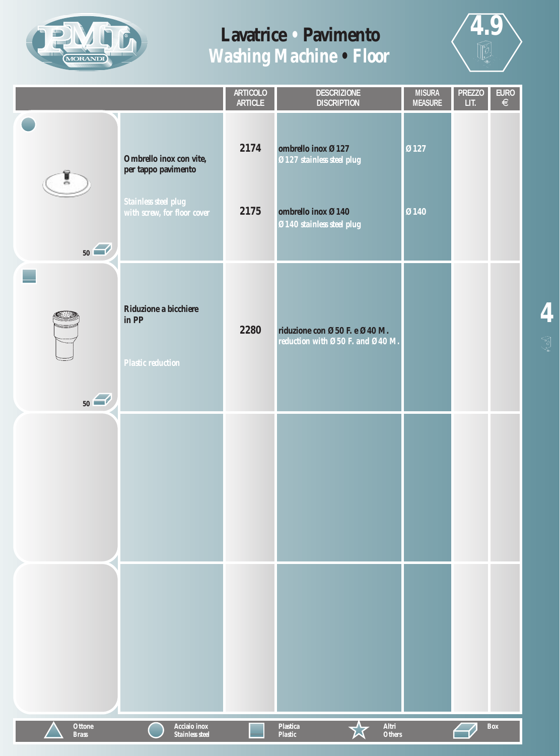# Lavatrice • Pavimento
## Washing Machine • Floor

4.9

| | ARTICOLO ARTICLE | DESCRIZIONE DISCRIPTION | MISURA MEASURE | PREZZO LIT. | EURO € |
|---|---|---|---|---|---|
| Ombrello inox con vite, per tappo pavimento<br><br>Stainless steel plug with screw, for floor cover<br><br>50 | 2174 | ombrello inox Ø 127<br>Ø 127 stainless steel plug | Ø 127 | | |
| | 2175 | ombrello inox Ø 140<br>Ø 140 stainless steel plug | Ø 140 | | |
| Riduzione a bicchiere in PP<br><br>Plastic reduction<br><br>50 | 2280 | riduzione con Ø 50 F. e Ø 40 M.<br>reduction with Ø 50 F. and Ø 40 M. | | | |

Ottone Brass — Acciaio inox Stainless steel — Plastica Plastic — Altri Others — Box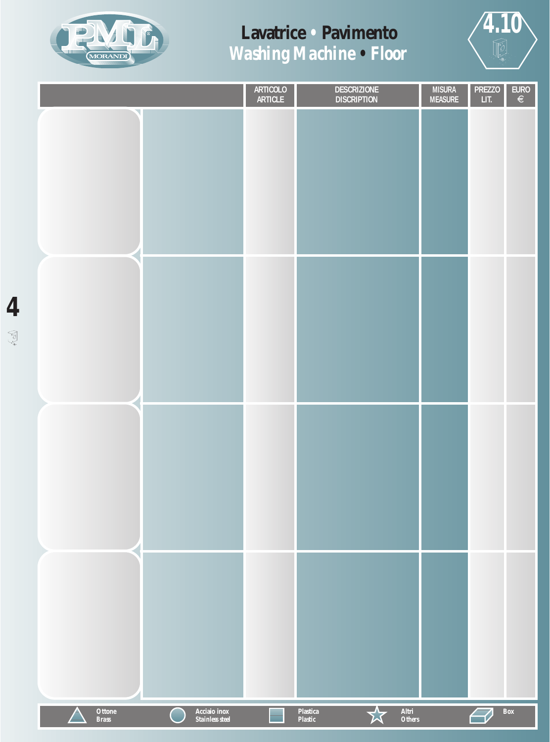# Lavatrice • Pavimento
## Washing Machine • Floor

4.10

| | ARTICOLO ARTICLE | DESCRIZIONE DISCRIPTION | MISURA MEASURE | PREZZO LIT. | EURO € |
|---|---|---|---|---|---|
| | | | | | |
| | | | | | |
| | | | | | |
| | | | | | |

Ottone Brass — Acciaio inox Stainless steel — Plastica Plastic — Altri Others — Box